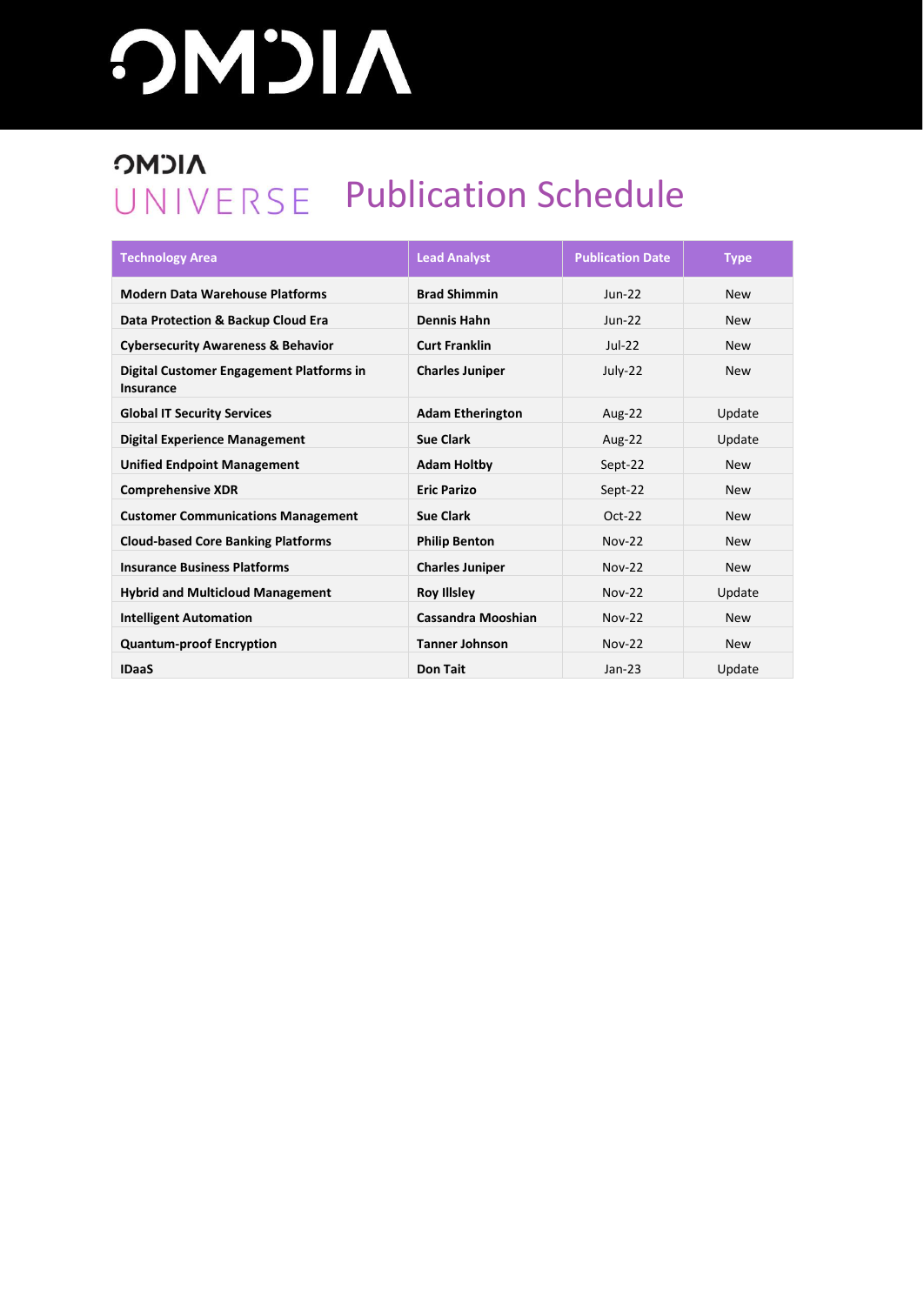# OMDIA

## OMDIA UNIVERSE Publication Schedule

| Technology Area | Lead Analyst | Publication Date | Type |
|---|---|---|---|
| **Modern Data Warehouse Platforms** | **Brad Shimmin** | Jun-22 | New |
| **Data Protection & Backup Cloud Era** | **Dennis Hahn** | Jun-22 | New |
| **Cybersecurity Awareness & Behavior** | **Curt Franklin** | Jul-22 | New |
| **Digital Customer Engagement Platforms in Insurance** | **Charles Juniper** | July-22 | New |
| **Global IT Security Services** | **Adam Etherington** | Aug-22 | Update |
| **Digital Experience Management** | **Sue Clark** | Aug-22 | Update |
| **Unified Endpoint Management** | **Adam Holtby** | Sept-22 | New |
| **Comprehensive XDR** | **Eric Parizo** | Sept-22 | New |
| **Customer Communications Management** | **Sue Clark** | Oct-22 | New |
| **Cloud-based Core Banking Platforms** | **Philip Benton** | Nov-22 | New |
| **Insurance Business Platforms** | **Charles Juniper** | Nov-22 | New |
| **Hybrid and Multicloud Management** | **Roy Illsley** | Nov-22 | Update |
| **Intelligent Automation** | **Cassandra Mooshian** | Nov-22 | New |
| **Quantum-proof Encryption** | **Tanner Johnson** | Nov-22 | New |
| **IDaaS** | **Don Tait** | Jan-23 | Update |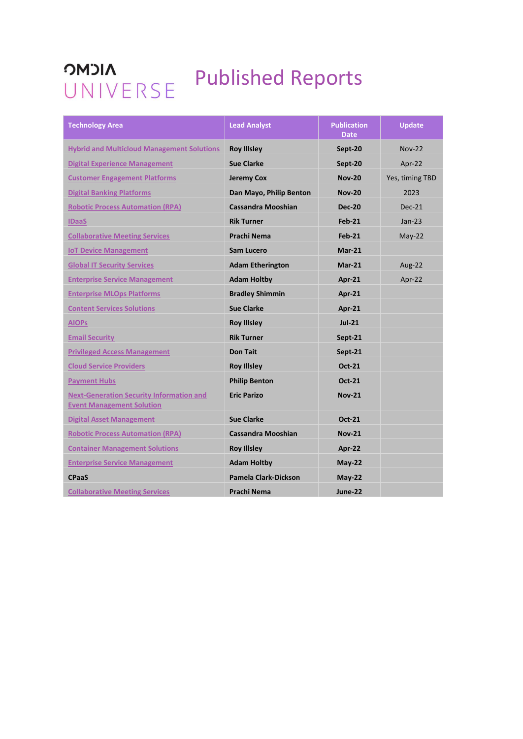# OMDIA UNIVERSE Published Reports

| Technology Area | Lead Analyst | Publication Date | Update |
|---|---|---|---|
| Hybrid and Multicloud Management Solutions | Roy Illsley | Sept-20 | Nov-22 |
| Digital Experience Management | Sue Clarke | Sept-20 | Apr-22 |
| Customer Engagement Platforms | Jeremy Cox | Nov-20 | Yes, timing TBD |
| Digital Banking Platforms | Dan Mayo, Philip Benton | Nov-20 | 2023 |
| Robotic Process Automation (RPA) | Cassandra Mooshian | Dec-20 | Dec-21 |
| IDaaS | Rik Turner | Feb-21 | Jan-23 |
| Collaborative Meeting Services | Prachi Nema | Feb-21 | May-22 |
| IoT Device Management | Sam Lucero | Mar-21 | |
| Global IT Security Services | Adam Etherington | Mar-21 | Aug-22 |
| Enterprise Service Management | Adam Holtby | Apr-21 | Apr-22 |
| Enterprise MLOps Platforms | Bradley Shimmin | Apr-21 | |
| Content Services Solutions | Sue Clarke | Apr-21 | |
| AIOPs | Roy Illsley | Jul-21 | |
| Email Security | Rik Turner | Sept-21 | |
| Privileged Access Management | Don Tait | Sept-21 | |
| Cloud Service Providers | Roy Illsley | Oct-21 | |
| Payment Hubs | Philip Benton | Oct-21 | |
| Next-Generation Security Information and Event Management Solution | Eric Parizo | Nov-21 | |
| Digital Asset Management | Sue Clarke | Oct-21 | |
| Robotic Process Automation (RPA) | Cassandra Mooshian | Nov-21 | |
| Container Management Solutions | Roy Illsley | Apr-22 | |
| Enterprise Service Management | Adam Holtby | May-22 | |
| CPaaS | Pamela Clark-Dickson | May-22 | |
| Collaborative Meeting Services | Prachi Nema | June-22 | |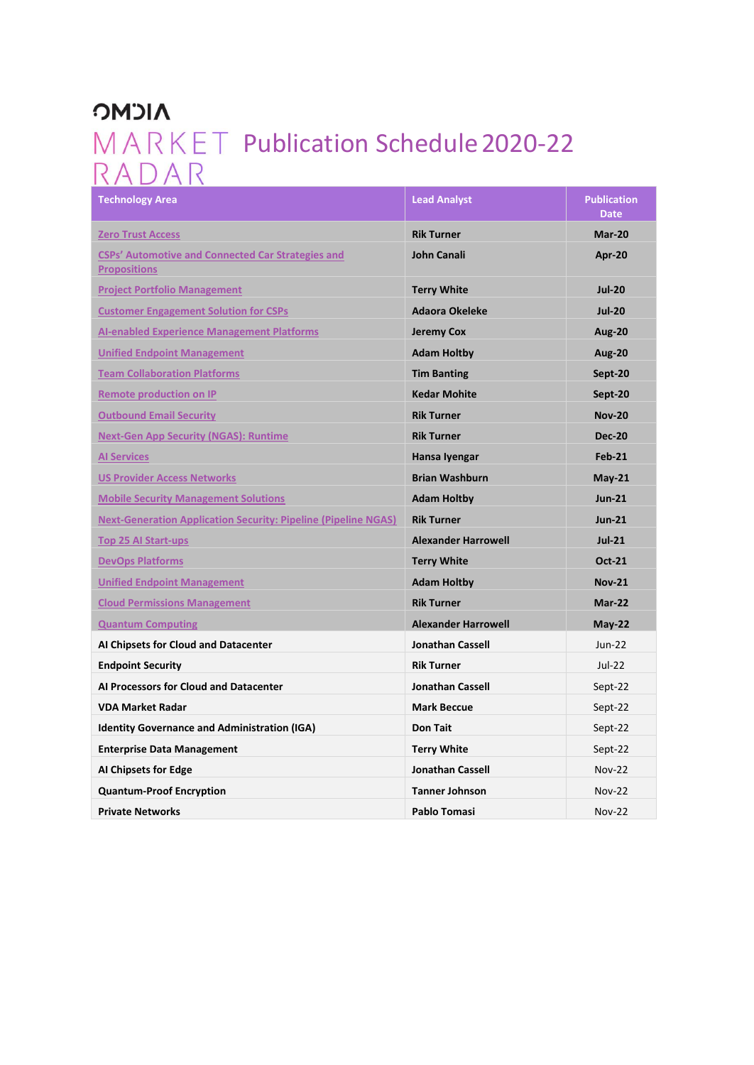# OMDIA MARKET RADAR Publication Schedule 2020-22

| Technology Area | Lead Analyst | Publication Date |
|---|---|---|
| Zero Trust Access | **Rik Turner** | **Mar-20** |
| CSPs' Automotive and Connected Car Strategies and Propositions | **John Canali** | **Apr-20** |
| Project Portfolio Management | **Terry White** | **Jul-20** |
| Customer Engagement Solution for CSPs | **Adaora Okeleke** | **Jul-20** |
| AI-enabled Experience Management Platforms | **Jeremy Cox** | **Aug-20** |
| Unified Endpoint Management | **Adam Holtby** | **Aug-20** |
| Team Collaboration Platforms | **Tim Banting** | **Sept-20** |
| Remote production on IP | **Kedar Mohite** | **Sept-20** |
| Outbound Email Security | **Rik Turner** | **Nov-20** |
| Next-Gen App Security (NGAS): Runtime | **Rik Turner** | **Dec-20** |
| AI Services | **Hansa Iyengar** | **Feb-21** |
| US Provider Access Networks | **Brian Washburn** | **May-21** |
| Mobile Security Management Solutions | **Adam Holtby** | **Jun-21** |
| Next-Generation Application Security: Pipeline (Pipeline NGAS) | **Rik Turner** | **Jun-21** |
| Top 25 AI Start-ups | **Alexander Harrowell** | **Jul-21** |
| DevOps Platforms | **Terry White** | **Oct-21** |
| Unified Endpoint Management | **Adam Holtby** | **Nov-21** |
| Cloud Permissions Management | **Rik Turner** | **Mar-22** |
| Quantum Computing | **Alexander Harrowell** | **May-22** |
| **AI Chipsets for Cloud and Datacenter** | **Jonathan Cassell** | Jun-22 |
| **Endpoint Security** | **Rik Turner** | Jul-22 |
| **AI Processors for Cloud and Datacenter** | **Jonathan Cassell** | Sept-22 |
| **VDA Market Radar** | **Mark Beccue** | Sept-22 |
| **Identity Governance and Administration (IGA)** | **Don Tait** | Sept-22 |
| **Enterprise Data Management** | **Terry White** | Sept-22 |
| **AI Chipsets for Edge** | **Jonathan Cassell** | Nov-22 |
| **Quantum-Proof Encryption** | **Tanner Johnson** | Nov-22 |
| **Private Networks** | **Pablo Tomasi** | Nov-22 |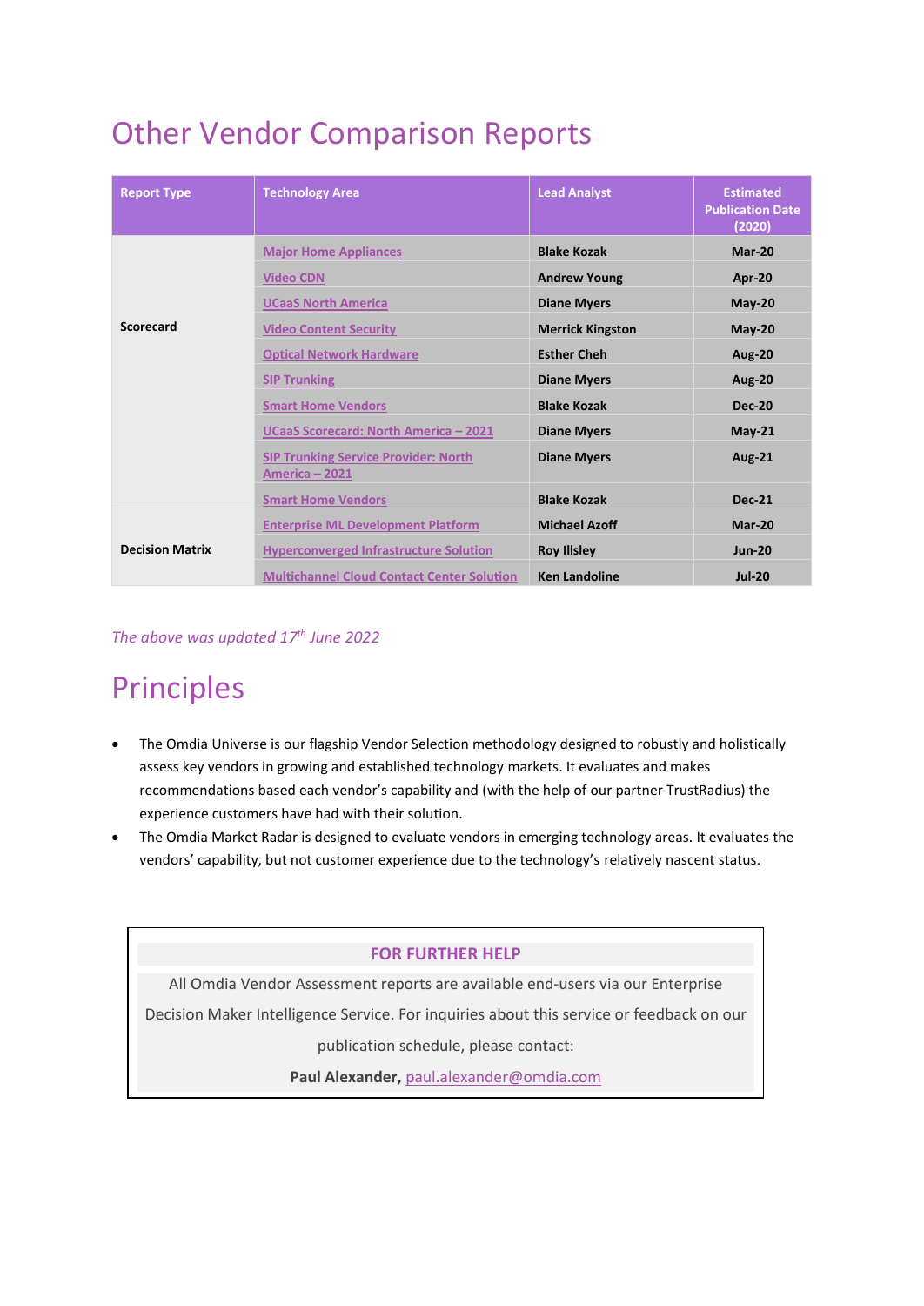# Other Vendor Comparison Reports

| Report Type | Technology Area | Lead Analyst | Estimated Publication Date (2020) |
|---|---|---|---|
| Scorecard | Major Home Appliances | Blake Kozak | Mar-20 |
| | Video CDN | Andrew Young | Apr-20 |
| | UCaaS North America | Diane Myers | May-20 |
| | Video Content Security | Merrick Kingston | May-20 |
| | Optical Network Hardware | Esther Cheh | Aug-20 |
| | SIP Trunking | Diane Myers | Aug-20 |
| | Smart Home Vendors | Blake Kozak | Dec-20 |
| | UCaaS Scorecard: North America – 2021 | Diane Myers | May-21 |
| | SIP Trunking Service Provider: North America – 2021 | Diane Myers | Aug-21 |
| | Smart Home Vendors | Blake Kozak | Dec-21 |
| Decision Matrix | Enterprise ML Development Platform | Michael Azoff | Mar-20 |
| | Hyperconverged Infrastructure Solution | Roy Illsley | Jun-20 |
| | Multichannel Cloud Contact Center Solution | Ken Landoline | Jul-20 |

*The above was updated 17th June 2022*

# Principles

- The Omdia Universe is our flagship Vendor Selection methodology designed to robustly and holistically assess key vendors in growing and established technology markets. It evaluates and makes recommendations based each vendor's capability and (with the help of our partner TrustRadius) the experience customers have had with their solution.
- The Omdia Market Radar is designed to evaluate vendors in emerging technology areas. It evaluates the vendors' capability, but not customer experience due to the technology's relatively nascent status.

**FOR FURTHER HELP**

All Omdia Vendor Assessment reports are available end-users via our Enterprise Decision Maker Intelligence Service. For inquiries about this service or feedback on our publication schedule, please contact:

**Paul Alexander,** paul.alexander@omdia.com